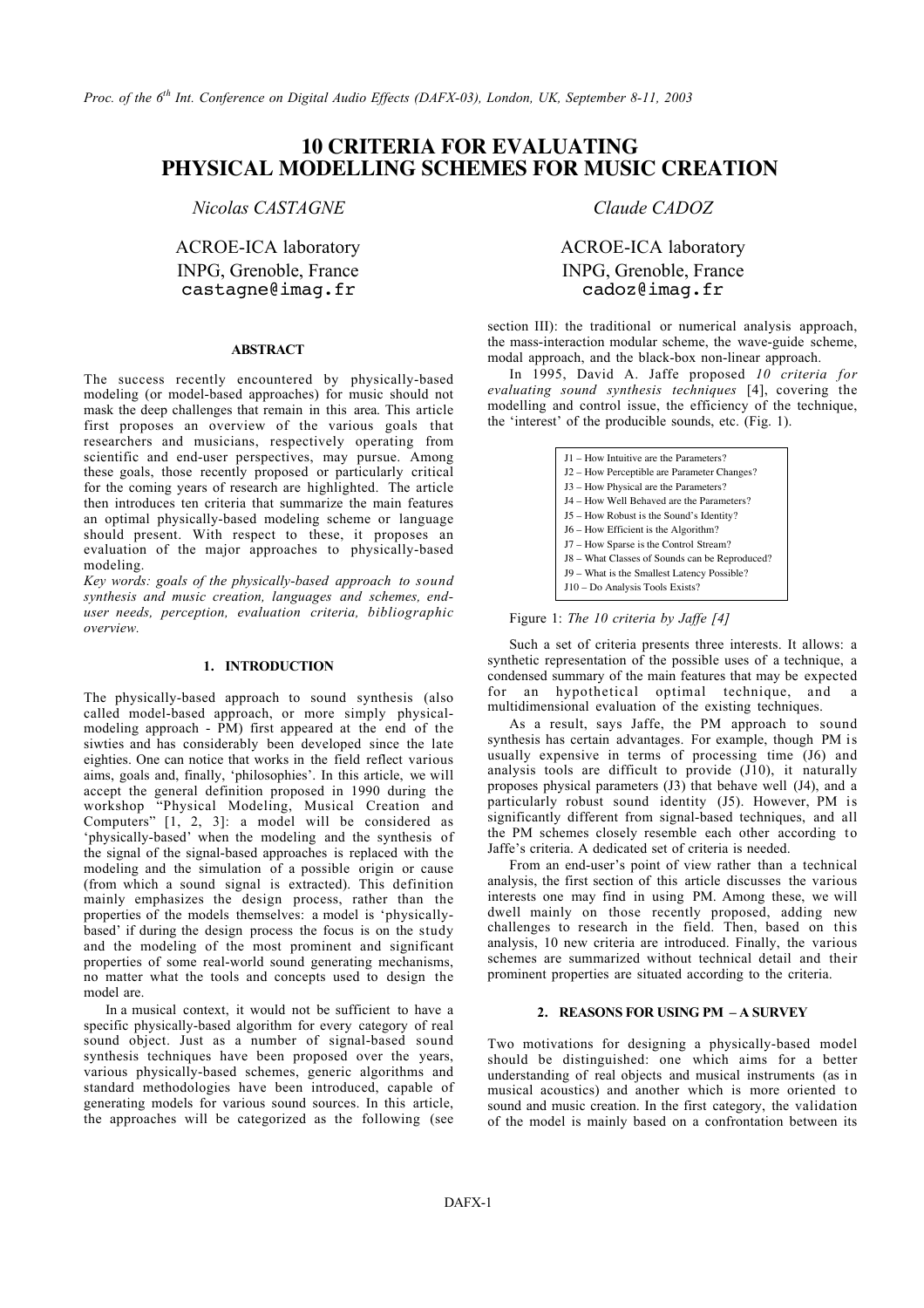# 10 CRITERIA FOR EVALUATING PHYSICAL MODELLING SCHEMES FOR MUSIC CREATION

*Nicolas CASTAGNE*

ACROE-ICA laboratory
INPG, Grenoble, France
castagne@imag.fr

*Claude CADOZ*

ACROE-ICA laboratory
INPG, Grenoble, France
cadoz@imag.fr

## ABSTRACT

The success recently encountered by physically-based modeling (or model-based approaches) for music should not mask the deep challenges that remain in this area. This article first proposes an overview of the various goals that researchers and musicians, respectively operating from scientific and end-user perspectives, may pursue. Among these goals, those recently proposed or particularly critical for the coming years of research are highlighted. The article then introduces ten criteria that summarize the main features an optimal physically-based modeling scheme or language should present. With respect to these, it proposes an evaluation of the major approaches to physically-based modeling.

*Key words: goals of the physically-based approach to sound synthesis and music creation, languages and schemes, end-user needs, perception, evaluation criteria, bibliographic overview.*

## 1. INTRODUCTION

The physically-based approach to sound synthesis (also called model-based approach, or more simply physical-modeling approach - PM) first appeared at the end of the siwties and has considerably been developed since the late eighties. One can notice that works in the field reflect various aims, goals and, finally, 'philosophies'. In this article, we will accept the general definition proposed in 1990 during the workshop "Physical Modeling, Musical Creation and Computers" [1, 2, 3]: a model will be considered as 'physically-based' when the modeling and the synthesis of the signal of the signal-based approaches is replaced with the modeling and the simulation of a possible origin or cause (from which a sound signal is extracted). This definition mainly emphasizes the design process, rather than the properties of the models themselves: a model is 'physically-based' if during the design process the focus is on the study and the modeling of the most prominent and significant properties of some real-world sound generating mechanisms, no matter what the tools and concepts used to design the model are.

In a musical context, it would not be sufficient to have a specific physically-based algorithm for every category of real sound object. Just as a number of signal-based sound synthesis techniques have been proposed over the years, various physically-based schemes, generic algorithms and standard methodologies have been introduced, capable of generating models for various sound sources. In this article, the approaches will be categorized as the following (see section III): the traditional or numerical analysis approach, the mass-interaction modular scheme, the wave-guide scheme, modal approach, and the black-box non-linear approach.

In 1995, David A. Jaffe proposed *10 criteria for evaluating sound synthesis techniques* [4], covering the modelling and control issue, the efficiency of the technique, the 'interest' of the producible sounds, etc. (Fig. 1).

J1 – How Intuitive are the Parameters?
J2 – How Perceptible are Parameter Changes?
J3 – How Physical are the Parameters?
J4 – How Well Behaved are the Parameters?
J5 – How Robust is the Sound's Identity?
J6 – How Efficient is the Algorithm?
J7 – How Sparse is the Control Stream?
J8 – What Classes of Sounds can be Reproduced?
J9 – What is the Smallest Latency Possible?
J10 – Do Analysis Tools Exists?

Figure 1: *The 10 criteria by Jaffe [4]*

Such a set of criteria presents three interests. It allows: a synthetic representation of the possible uses of a technique, a condensed summary of the main features that may be expected for an hypothetical optimal technique, and a multidimensional evaluation of the existing techniques.

As a result, says Jaffe, the PM approach to sound synthesis has certain advantages. For example, though PM is usually expensive in terms of processing time (J6) and analysis tools are difficult to provide (J10), it naturally proposes physical parameters (J3) that behave well (J4), and a particularly robust sound identity (J5). However, PM is significantly different from signal-based techniques, and all the PM schemes closely resemble each other according to Jaffe's criteria. A dedicated set of criteria is needed.

From an end-user's point of view rather than a technical analysis, the first section of this article discusses the various interests one may find in using PM. Among these, we will dwell mainly on those recently proposed, adding new challenges to research in the field. Then, based on this analysis, 10 new criteria are introduced. Finally, the various schemes are summarized without technical detail and their prominent properties are situated according to the criteria.

## 2. REASONS FOR USING PM – A SURVEY

Two motivations for designing a physically-based model should be distinguished: one which aims for a better understanding of real objects and musical instruments (as in musical acoustics) and another which is more oriented to sound and music creation. In the first category, the validation of the model is mainly based on a confrontation between its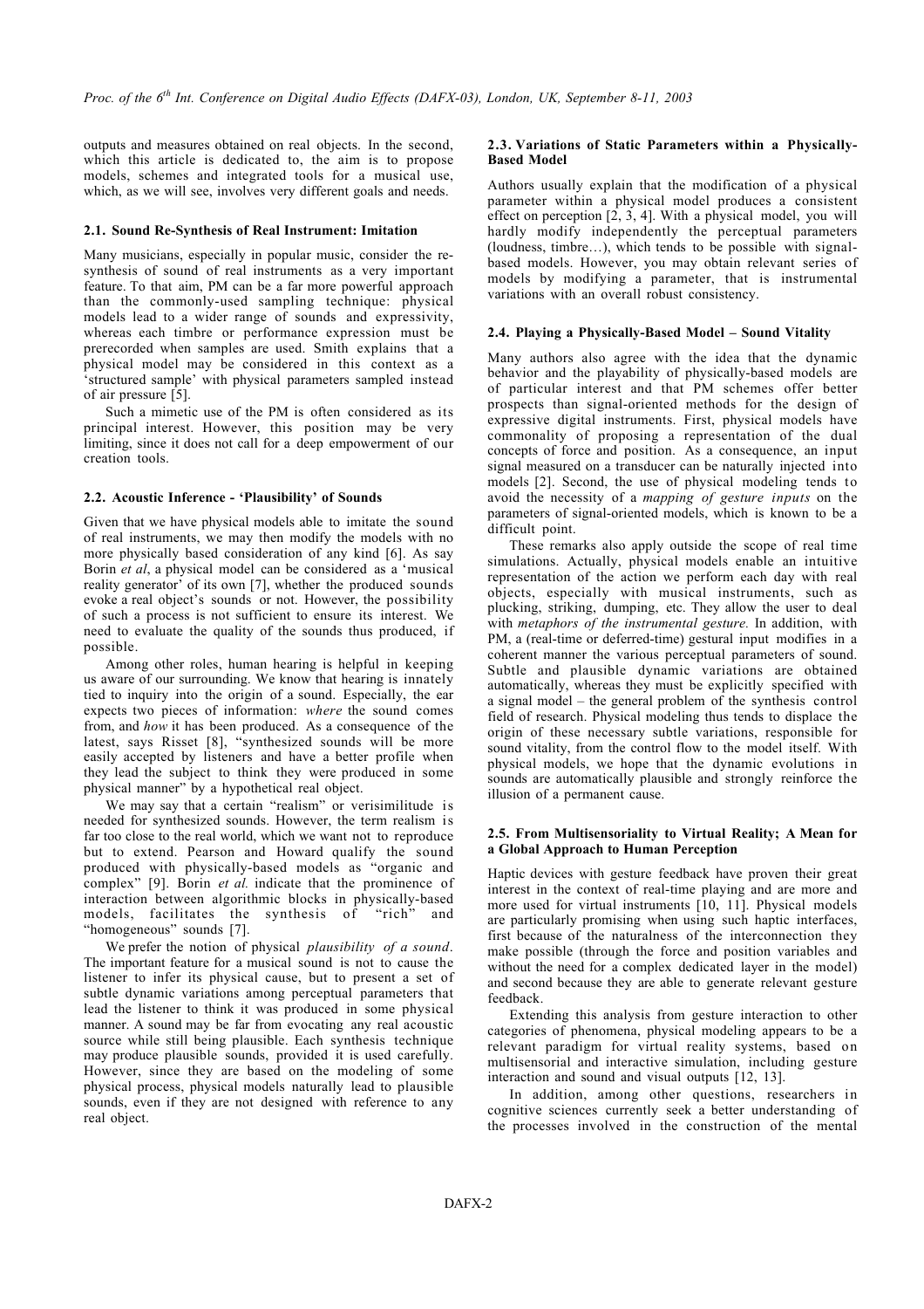outputs and measures obtained on real objects. In the second, which this article is dedicated to, the aim is to propose models, schemes and integrated tools for a musical use, which, as we will see, involves very different goals and needs.

### 2.1. Sound Re-Synthesis of Real Instrument: Imitation

Many musicians, especially in popular music, consider the re-synthesis of sound of real instruments as a very important feature. To that aim, PM can be a far more powerful approach than the commonly-used sampling technique: physical models lead to a wider range of sounds and expressivity, whereas each timbre or performance expression must be prerecorded when samples are used. Smith explains that a physical model may be considered in this context as a 'structured sample' with physical parameters sampled instead of air pressure [5].

Such a mimetic use of the PM is often considered as its principal interest. However, this position may be very limiting, since it does not call for a deep empowerment of our creation tools.

### 2.2. Acoustic Inference - 'Plausibility' of Sounds

Given that we have physical models able to imitate the sound of real instruments, we may then modify the models with no more physically based consideration of any kind [6]. As say Borin *et al*, a physical model can be considered as a 'musical reality generator' of its own [7], whether the produced sounds evoke a real object's sounds or not. However, the possibility of such a process is not sufficient to ensure its interest. We need to evaluate the quality of the sounds thus produced, if possible.

Among other roles, human hearing is helpful in keeping us aware of our surrounding. We know that hearing is innately tied to inquiry into the origin of a sound. Especially, the ear expects two pieces of information: *where* the sound comes from, and *how* it has been produced. As a consequence of the latest, says Risset [8], "synthesized sounds will be more easily accepted by listeners and have a better profile when they lead the subject to think they were produced in some physical manner" by a hypothetical real object.

We may say that a certain "realism" or verisimilitude is needed for synthesized sounds. However, the term realism is far too close to the real world, which we want not to reproduce but to extend. Pearson and Howard qualify the sound produced with physically-based models as "organic and complex" [9]. Borin *et al.* indicate that the prominence of interaction between algorithmic blocks in physically-based models, facilitates the synthesis of "rich" and "homogeneous" sounds [7].

We prefer the notion of physical *plausibility of a sound*. The important feature for a musical sound is not to cause the listener to infer its physical cause, but to present a set of subtle dynamic variations among perceptual parameters that lead the listener to think it was produced in some physical manner. A sound may be far from evocating any real acoustic source while still being plausible. Each synthesis technique may produce plausible sounds, provided it is used carefully. However, since they are based on the modeling of some physical process, physical models naturally lead to plausible sounds, even if they are not designed with reference to any real object.

### 2.3. Variations of Static Parameters within a Physically-Based Model

Authors usually explain that the modification of a physical parameter within a physical model produces a consistent effect on perception [2, 3, 4]. With a physical model, you will hardly modify independently the perceptual parameters (loudness, timbre…), which tends to be possible with signal-based models. However, you may obtain relevant series of models by modifying a parameter, that is instrumental variations with an overall robust consistency.

### 2.4. Playing a Physically-Based Model – Sound Vitality

Many authors also agree with the idea that the dynamic behavior and the playability of physically-based models are of particular interest and that PM schemes offer better prospects than signal-oriented methods for the design of expressive digital instruments. First, physical models have commonality of proposing a representation of the dual concepts of force and position. As a consequence, an input signal measured on a transducer can be naturally injected into models [2]. Second, the use of physical modeling tends to avoid the necessity of a *mapping of gesture inputs* on the parameters of signal-oriented models, which is known to be a difficult point.

These remarks also apply outside the scope of real time simulations. Actually, physical models enable an intuitive representation of the action we perform each day with real objects, especially with musical instruments, such as plucking, striking, dumping, etc. They allow the user to deal with *metaphors of the instrumental gesture.* In addition, with PM, a (real-time or deferred-time) gestural input modifies in a coherent manner the various perceptual parameters of sound. Subtle and plausible dynamic variations are obtained automatically, whereas they must be explicitly specified with a signal model – the general problem of the synthesis control field of research. Physical modeling thus tends to displace the origin of these necessary subtle variations, responsible for sound vitality, from the control flow to the model itself. With physical models, we hope that the dynamic evolutions in sounds are automatically plausible and strongly reinforce the illusion of a permanent cause.

### 2.5. From Multisensoriality to Virtual Reality; A Mean for a Global Approach to Human Perception

Haptic devices with gesture feedback have proven their great interest in the context of real-time playing and are more and more used for virtual instruments [10, 11]. Physical models are particularly promising when using such haptic interfaces, first because of the naturalness of the interconnection they make possible (through the force and position variables and without the need for a complex dedicated layer in the model) and second because they are able to generate relevant gesture feedback.

Extending this analysis from gesture interaction to other categories of phenomena, physical modeling appears to be a relevant paradigm for virtual reality systems, based on multisensorial and interactive simulation, including gesture interaction and sound and visual outputs [12, 13].

In addition, among other questions, researchers in cognitive sciences currently seek a better understanding of the processes involved in the construction of the mental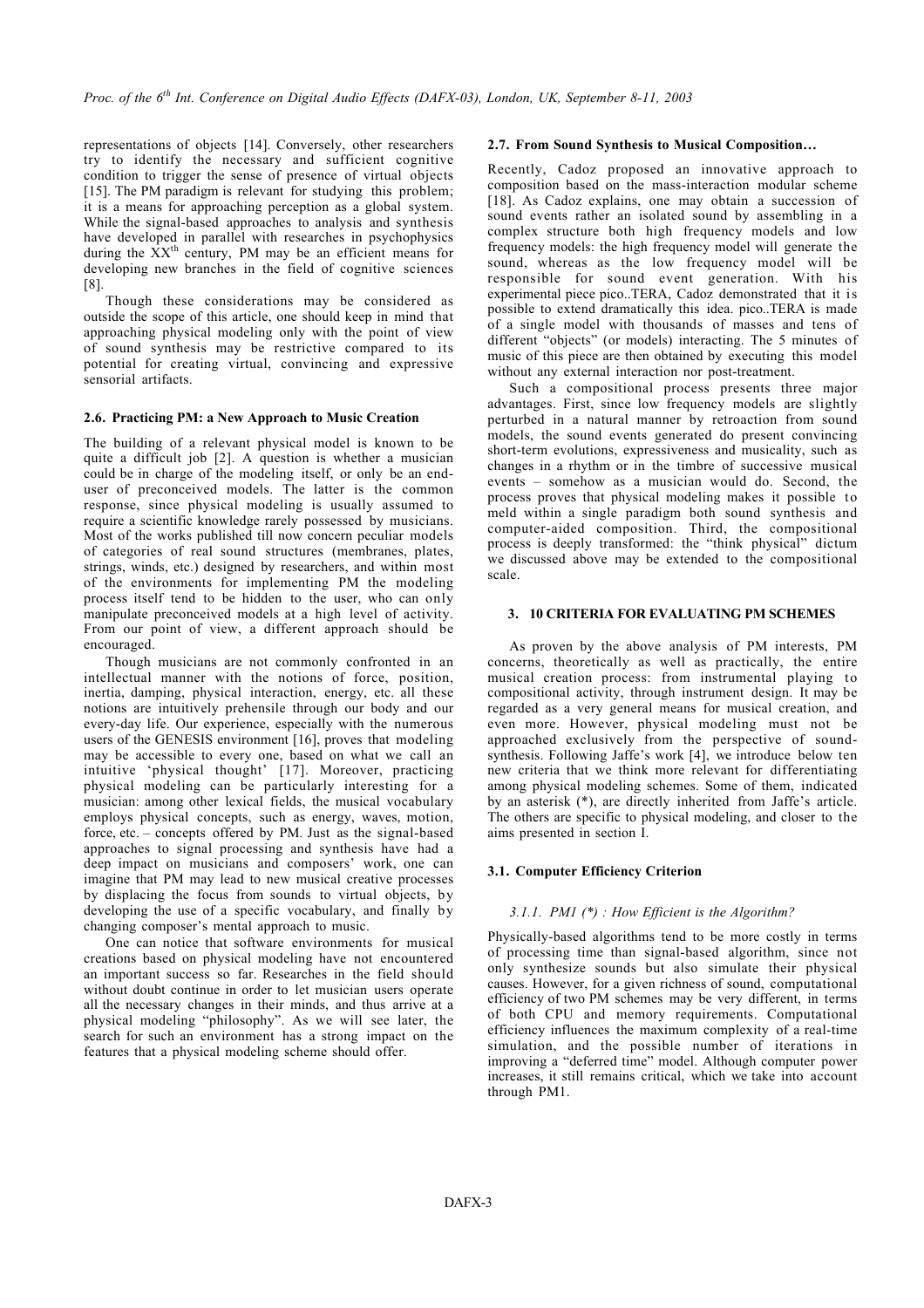representations of objects [14]. Conversely, other researchers try to identify the necessary and sufficient cognitive condition to trigger the sense of presence of virtual objects [15]. The PM paradigm is relevant for studying this problem; it is a means for approaching perception as a global system. While the signal-based approaches to analysis and synthesis have developed in parallel with researches in psychophysics during the XX[th] century, PM may be an efficient means for developing new branches in the field of cognitive sciences [8].

Though these considerations may be considered as outside the scope of this article, one should keep in mind that approaching physical modeling only with the point of view of sound synthesis may be restrictive compared to its potential for creating virtual, convincing and expressive sensorial artifacts.

### 2.6. Practicing PM: a New Approach to Music Creation

The building of a relevant physical model is known to be quite a difficult job [2]. A question is whether a musician could be in charge of the modeling itself, or only be an end-user of preconceived models. The latter is the common response, since physical modeling is usually assumed to require a scientific knowledge rarely possessed by musicians. Most of the works published till now concern peculiar models of categories of real sound structures (membranes, plates, strings, winds, etc.) designed by researchers, and within most of the environments for implementing PM the modeling process itself tend to be hidden to the user, who can only manipulate preconceived models at a high level of activity. From our point of view, a different approach should be encouraged.

Though musicians are not commonly confronted in an intellectual manner with the notions of force, position, inertia, damping, physical interaction, energy, etc. all these notions are intuitively prehensile through our body and our every-day life. Our experience, especially with the numerous users of the GENESIS environment [16], proves that modeling may be accessible to every one, based on what we call an intuitive 'physical thought' [17]. Moreover, practicing physical modeling can be particularly interesting for a musician: among other lexical fields, the musical vocabulary employs physical concepts, such as energy, waves, motion, force, etc. – concepts offered by PM. Just as the signal-based approaches to signal processing and synthesis have had a deep impact on musicians and composers' work, one can imagine that PM may lead to new musical creative processes by displacing the focus from sounds to virtual objects, by developing the use of a specific vocabulary, and finally by changing composer's mental approach to music.

One can notice that software environments for musical creations based on physical modeling have not encountered an important success so far. Researches in the field should without doubt continue in order to let musician users operate all the necessary changes in their minds, and thus arrive at a physical modeling "philosophy". As we will see later, the search for such an environment has a strong impact on the features that a physical modeling scheme should offer.

### 2.7. From Sound Synthesis to Musical Composition…

Recently, Cadoz proposed an innovative approach to composition based on the mass-interaction modular scheme [18]. As Cadoz explains, one may obtain a succession of sound events rather an isolated sound by assembling in a complex structure both high frequency models and low frequency models: the high frequency model will generate the sound, whereas as the low frequency model will be responsible for sound event generation. With his experimental piece pico..TERA, Cadoz demonstrated that it is possible to extend dramatically this idea. pico..TERA is made of a single model with thousands of masses and tens of different "objects" (or models) interacting. The 5 minutes of music of this piece are then obtained by executing this model without any external interaction nor post-treatment.

Such a compositional process presents three major advantages. First, since low frequency models are slightly perturbed in a natural manner by retroaction from sound models, the sound events generated do present convincing short-term evolutions, expressiveness and musicality, such as changes in a rhythm or in the timbre of successive musical events – somehow as a musician would do. Second, the process proves that physical modeling makes it possible to meld within a single paradigm both sound synthesis and computer-aided composition. Third, the compositional process is deeply transformed: the "think physical" dictum we discussed above may be extended to the compositional scale.

## 3. 10 CRITERIA FOR EVALUATING PM SCHEMES

As proven by the above analysis of PM interests, PM concerns, theoretically as well as practically, the entire musical creation process: from instrumental playing to compositional activity, through instrument design. It may be regarded as a very general means for musical creation, and even more. However, physical modeling must not be approached exclusively from the perspective of sound-synthesis. Following Jaffe's work [4], we introduce below ten new criteria that we think more relevant for differentiating among physical modeling schemes. Some of them, indicated by an asterisk (*), are directly inherited from Jaffe's article. The others are specific to physical modeling, and closer to the aims presented in section I.

### 3.1. Computer Efficiency Criterion

#### *3.1.1. PM1 (*) : How Efficient is the Algorithm?*

Physically-based algorithms tend to be more costly in terms of processing time than signal-based algorithm, since not only synthesize sounds but also simulate their physical causes. However, for a given richness of sound, computational efficiency of two PM schemes may be very different, in terms of both CPU and memory requirements. Computational efficiency influences the maximum complexity of a real-time simulation, and the possible number of iterations in improving a "deferred time" model. Although computer power increases, it still remains critical, which we take into account through PM1.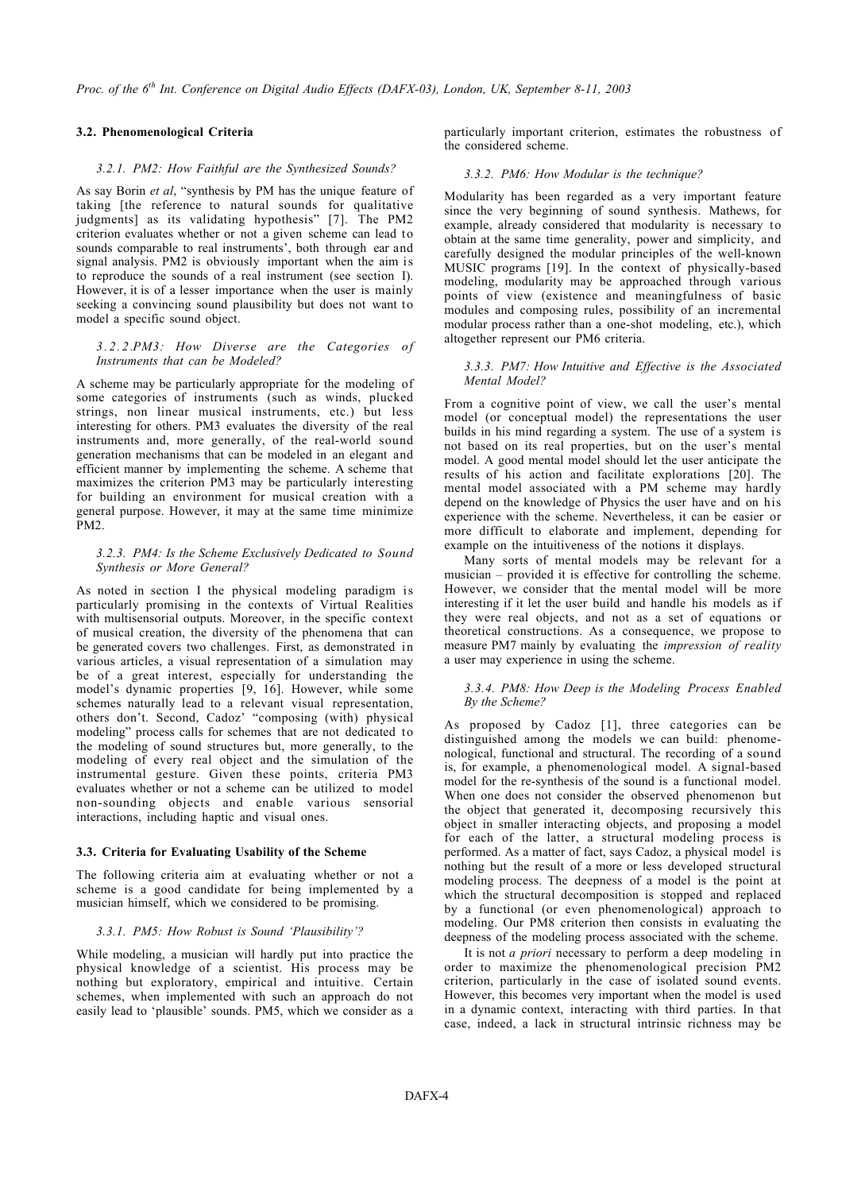### 3.2. Phenomenological Criteria

#### *3.2.1. PM2: How Faithful are the Synthesized Sounds?*

As say Borin *et al*, "synthesis by PM has the unique feature of taking [the reference to natural sounds for qualitative judgments] as its validating hypothesis" [7]. The PM2 criterion evaluates whether or not a given scheme can lead to sounds comparable to real instruments', both through ear and signal analysis. PM2 is obviously important when the aim is to reproduce the sounds of a real instrument (see section I). However, it is of a lesser importance when the user is mainly seeking a convincing sound plausibility but does not want to model a specific sound object.

#### *3.2.2.PM3: How Diverse are the Categories of Instruments that can be Modeled?*

A scheme may be particularly appropriate for the modeling of some categories of instruments (such as winds, plucked strings, non linear musical instruments, etc.) but less interesting for others. PM3 evaluates the diversity of the real instruments and, more generally, of the real-world sound generation mechanisms that can be modeled in an elegant and efficient manner by implementing the scheme. A scheme that maximizes the criterion PM3 may be particularly interesting for building an environment for musical creation with a general purpose. However, it may at the same time minimize PM2.

#### *3.2.3. PM4: Is the Scheme Exclusively Dedicated to Sound Synthesis or More General?*

As noted in section I the physical modeling paradigm is particularly promising in the contexts of Virtual Realities with multisensorial outputs. Moreover, in the specific context of musical creation, the diversity of the phenomena that can be generated covers two challenges. First, as demonstrated in various articles, a visual representation of a simulation may be of a great interest, especially for understanding the model's dynamic properties [9, 16]. However, while some schemes naturally lead to a relevant visual representation, others don't. Second, Cadoz' "composing (with) physical modeling" process calls for schemes that are not dedicated to the modeling of sound structures but, more generally, to the modeling of every real object and the simulation of the instrumental gesture. Given these points, criteria PM3 evaluates whether or not a scheme can be utilized to model non-sounding objects and enable various sensorial interactions, including haptic and visual ones.

### 3.3. Criteria for Evaluating Usability of the Scheme

The following criteria aim at evaluating whether or not a scheme is a good candidate for being implemented by a musician himself, which we considered to be promising.

#### *3.3.1. PM5: How Robust is Sound 'Plausibility'?*

While modeling, a musician will hardly put into practice the physical knowledge of a scientist. His process may be nothing but exploratory, empirical and intuitive. Certain schemes, when implemented with such an approach do not easily lead to 'plausible' sounds. PM5, which we consider as a particularly important criterion, estimates the robustness of the considered scheme.

#### *3.3.2. PM6: How Modular is the technique?*

Modularity has been regarded as a very important feature since the very beginning of sound synthesis. Mathews, for example, already considered that modularity is necessary to obtain at the same time generality, power and simplicity, and carefully designed the modular principles of the well-known MUSIC programs [19]. In the context of physically-based modeling, modularity may be approached through various points of view (existence and meaningfulness of basic modules and composing rules, possibility of an incremental modular process rather than a one-shot modeling, etc.), which altogether represent our PM6 criteria.

#### *3.3.3. PM7: How Intuitive and Effective is the Associated Mental Model?*

From a cognitive point of view, we call the user's mental model (or conceptual model) the representations the user builds in his mind regarding a system. The use of a system is not based on its real properties, but on the user's mental model. A good mental model should let the user anticipate the results of his action and facilitate explorations [20]. The mental model associated with a PM scheme may hardly depend on the knowledge of Physics the user have and on his experience with the scheme. Nevertheless, it can be easier or more difficult to elaborate and implement, depending for example on the intuitiveness of the notions it displays.

Many sorts of mental models may be relevant for a musician – provided it is effective for controlling the scheme. However, we consider that the mental model will be more interesting if it let the user build and handle his models as if they were real objects, and not as a set of equations or theoretical constructions. As a consequence, we propose to measure PM7 mainly by evaluating the *impression of reality* a user may experience in using the scheme.

#### *3.3.4. PM8: How Deep is the Modeling Process Enabled By the Scheme?*

As proposed by Cadoz [1], three categories can be distinguished among the models we can build: phenomenological, functional and structural. The recording of a sound is, for example, a phenomenological model. A signal-based model for the re-synthesis of the sound is a functional model. When one does not consider the observed phenomenon but the object that generated it, decomposing recursively this object in smaller interacting objects, and proposing a model for each of the latter, a structural modeling process is performed. As a matter of fact, says Cadoz, a physical model is nothing but the result of a more or less developed structural modeling process. The deepness of a model is the point at which the structural decomposition is stopped and replaced by a functional (or even phenomenological) approach to modeling. Our PM8 criterion then consists in evaluating the deepness of the modeling process associated with the scheme.

It is not *a priori* necessary to perform a deep modeling in order to maximize the phenomenological precision PM2 criterion, particularly in the case of isolated sound events. However, this becomes very important when the model is used in a dynamic context, interacting with third parties. In that case, indeed, a lack in structural intrinsic richness may be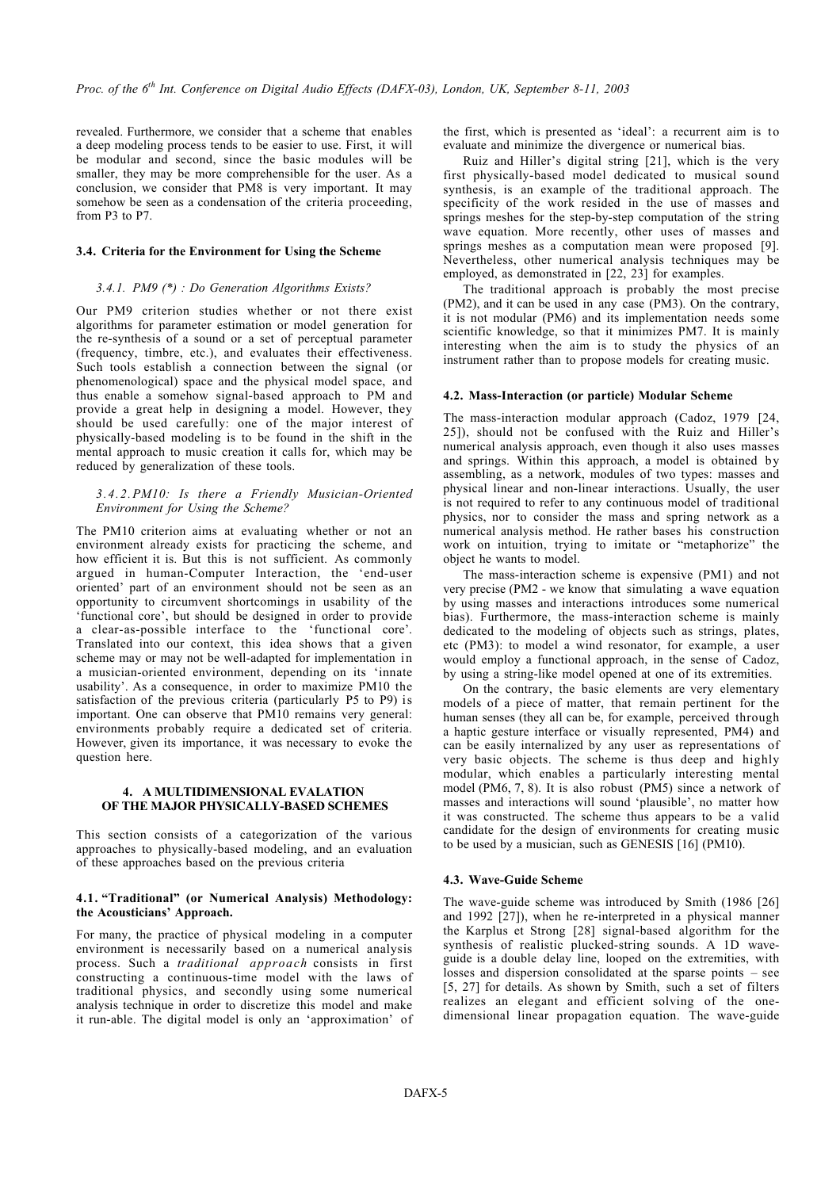revealed. Furthermore, we consider that a scheme that enables a deep modeling process tends to be easier to use. First, it will be modular and second, since the basic modules will be smaller, they may be more comprehensible for the user. As a conclusion, we consider that PM8 is very important. It may somehow be seen as a condensation of the criteria proceeding, from P3 to P7.

### 3.4. Criteria for the Environment for Using the Scheme

#### *3.4.1. PM9 (*) : Do Generation Algorithms Exists?*

Our PM9 criterion studies whether or not there exist algorithms for parameter estimation or model generation for the re-synthesis of a sound or a set of perceptual parameter (frequency, timbre, etc.), and evaluates their effectiveness. Such tools establish a connection between the signal (or phenomenological) space and the physical model space, and thus enable a somehow signal-based approach to PM and provide a great help in designing a model. However, they should be used carefully: one of the major interest of physically-based modeling is to be found in the shift in the mental approach to music creation it calls for, which may be reduced by generalization of these tools.

#### *3.4.2. PM10: Is there a Friendly Musician-Oriented Environment for Using the Scheme?*

The PM10 criterion aims at evaluating whether or not an environment already exists for practicing the scheme, and how efficient it is. But this is not sufficient. As commonly argued in human-Computer Interaction, the 'end-user oriented' part of an environment should not be seen as an opportunity to circumvent shortcomings in usability of the 'functional core', but should be designed in order to provide a clear-as-possible interface to the 'functional core'. Translated into our context, this idea shows that a given scheme may or may not be well-adapted for implementation in a musician-oriented environment, depending on its 'innate usability'. As a consequence, in order to maximize PM10 the satisfaction of the previous criteria (particularly P5 to P9) is important. One can observe that PM10 remains very general: environments probably require a dedicated set of criteria. However, given its importance, it was necessary to evoke the question here.

## 4. A MULTIDIMENSIONAL EVALATION OF THE MAJOR PHYSICALLY-BASED SCHEMES

This section consists of a categorization of the various approaches to physically-based modeling, and an evaluation of these approaches based on the previous criteria

### 4.1. "Traditional" (or Numerical Analysis) Methodology: the Acousticians' Approach.

For many, the practice of physical modeling in a computer environment is necessarily based on a numerical analysis process. Such a *traditional approach* consists in first constructing a continuous-time model with the laws of traditional physics, and secondly using some numerical analysis technique in order to discretize this model and make it run-able. The digital model is only an 'approximation' of the first, which is presented as 'ideal': a recurrent aim is to evaluate and minimize the divergence or numerical bias.

Ruiz and Hiller's digital string [21], which is the very first physically-based model dedicated to musical sound synthesis, is an example of the traditional approach. The specificity of the work resided in the use of masses and springs meshes for the step-by-step computation of the string wave equation. More recently, other uses of masses and springs meshes as a computation mean were proposed [9]. Nevertheless, other numerical analysis techniques may be employed, as demonstrated in [22, 23] for examples.

The traditional approach is probably the most precise (PM2), and it can be used in any case (PM3). On the contrary, it is not modular (PM6) and its implementation needs some scientific knowledge, so that it minimizes PM7. It is mainly interesting when the aim is to study the physics of an instrument rather than to propose models for creating music.

### 4.2. Mass-Interaction (or particle) Modular Scheme

The mass-interaction modular approach (Cadoz, 1979 [24, 25]), should not be confused with the Ruiz and Hiller's numerical analysis approach, even though it also uses masses and springs. Within this approach, a model is obtained by assembling, as a network, modules of two types: masses and physical linear and non-linear interactions. Usually, the user is not required to refer to any continuous model of traditional physics, nor to consider the mass and spring network as a numerical analysis method. He rather bases his construction work on intuition, trying to imitate or "metaphorize" the object he wants to model.

The mass-interaction scheme is expensive (PM1) and not very precise (PM2 - we know that simulating a wave equation by using masses and interactions introduces some numerical bias). Furthermore, the mass-interaction scheme is mainly dedicated to the modeling of objects such as strings, plates, etc (PM3): to model a wind resonator, for example, a user would employ a functional approach, in the sense of Cadoz, by using a string-like model opened at one of its extremities.

On the contrary, the basic elements are very elementary models of a piece of matter, that remain pertinent for the human senses (they all can be, for example, perceived through a haptic gesture interface or visually represented, PM4) and can be easily internalized by any user as representations of very basic objects. The scheme is thus deep and highly modular, which enables a particularly interesting mental model (PM6, 7, 8). It is also robust (PM5) since a network of masses and interactions will sound 'plausible', no matter how it was constructed. The scheme thus appears to be a valid candidate for the design of environments for creating music to be used by a musician, such as GENESIS [16] (PM10).

### 4.3. Wave-Guide Scheme

The wave-guide scheme was introduced by Smith (1986 [26] and 1992 [27]), when he re-interpreted in a physical manner the Karplus et Strong [28] signal-based algorithm for the synthesis of realistic plucked-string sounds. A 1D wave-guide is a double delay line, looped on the extremities, with losses and dispersion consolidated at the sparse points – see [5, 27] for details. As shown by Smith, such a set of filters realizes an elegant and efficient solving of the one-dimensional linear propagation equation. The wave-guide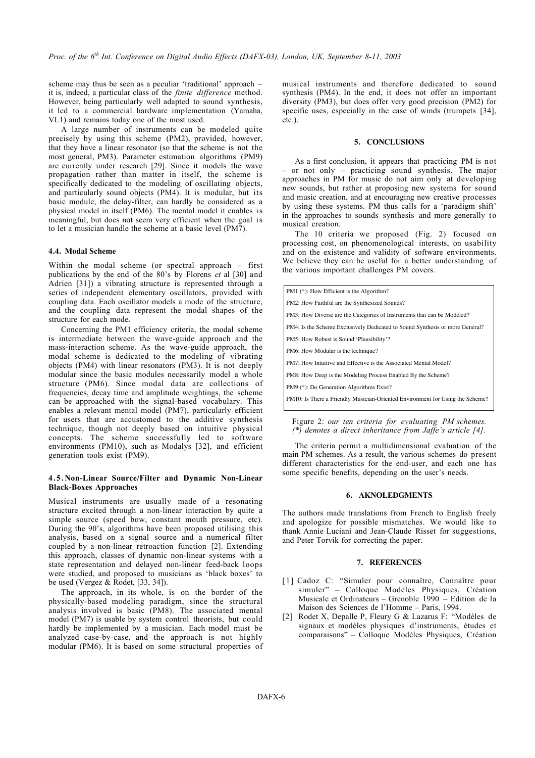scheme may thus be seen as a peculiar 'traditional' approach – it is, indeed, a particular class of the *finite difference* method. However, being particularly well adapted to sound synthesis, it led to a commercial hardware implementation (Yamaha, VL1) and remains today one of the most used.

A large number of instruments can be modeled quite precisely by using this scheme (PM2), provided, however, that they have a linear resonator (so that the scheme is not the most general, PM3). Parameter estimation algorithms (PM9) are currently under research [29]. Since it models the wave propagation rather than matter in itself, the scheme is specifically dedicated to the modeling of oscillating objects, and particularly sound objects (PM4). It is modular, but its basic module, the delay-filter, can hardly be considered as a physical model in itself (PM6). The mental model it enables is meaningful, but does not seem very efficient when the goal is to let a musician handle the scheme at a basic level (PM7).

### 4.4. Modal Scheme

Within the modal scheme (or spectral approach – first publications by the end of the 80's by Florens *et* al [30] and Adrien [31]) a vibrating structure is represented through a series of independent elementary oscillators, provided with coupling data. Each oscillator models a mode of the structure, and the coupling data represent the modal shapes of the structure for each mode.

Concerning the PM1 efficiency criteria, the modal scheme is intermediate between the wave-guide approach and the mass-interaction scheme. As the wave-guide approach, the modal scheme is dedicated to the modeling of vibrating objects (PM4) with linear resonators (PM3). It is not deeply modular since the basic modules necessarily model a whole structure (PM6). Since modal data are collections of frequencies, decay time and amplitude weightings, the scheme can be approached with the signal-based vocabulary. This enables a relevant mental model (PM7), particularly efficient for users that are accustomed to the additive synthesis technique, though not deeply based on intuitive physical concepts. The scheme successfully led to software environments (PM10), such as Modalys [32], and efficient generation tools exist (PM9).

### 4.5. Non-Linear Source/Filter and Dynamic Non-Linear Black-Boxes Approaches

Musical instruments are usually made of a resonating structure excited through a non-linear interaction by quite a simple source (speed bow, constant mouth pressure, etc). During the 90's, algorithms have been proposed utilising this analysis, based on a signal source and a numerical filter coupled by a non-linear retroaction function [2]. Extending this approach, classes of dynamic non-linear systems with a state representation and delayed non-linear feed-back loops were studied, and proposed to musicians as 'black boxes' to be used (Vergez & Rodet, [33, 34]).

The approach, in its whole, is on the border of the physically-based modeling paradigm, since the structural analysis involved is basic (PM8). The associated mental model (PM7) is usable by system control theorists, but could hardly be implemented by a musician. Each model must be analyzed case-by-case, and the approach is not highly modular (PM6). It is based on some structural properties of musical instruments and therefore dedicated to sound synthesis (PM4). In the end, it does not offer an important diversity (PM3), but does offer very good precision (PM2) for specific uses, especially in the case of winds (trumpets [34], etc.).

## 5. CONCLUSIONS

As a first conclusion, it appears that practicing PM is not – or not only – practicing sound synthesis. The major approaches in PM for music do not aim only at developing new sounds, but rather at proposing new systems for sound and music creation, and at encouraging new creative processes by using these systems. PM thus calls for a 'paradigm shift' in the approaches to sounds synthesis and more generally to musical creation.

The 10 criteria we proposed (Fig. 2) focused on processing cost, on phenomenological interests, on usability and on the existence and validity of software environments. We believe they can be useful for a better understanding of the various important challenges PM covers.

| |
|---|
| PM1 (*): How Efficient is the Algorithm? |
| PM2: How Faithful are the Synthesized Sounds? |
| PM3: How Diverse are the Categories of Instruments that can be Modeled? |
| PM4: Is the Scheme Exclusively Dedicated to Sound Synthesis or more General? |
| PM5: How Robust is Sound 'Plausibility'? |
| PM6: How Modular is the technique? |
| PM7: How Intuitive and Effective is the Associated Mental Model? |
| PM8: How Deep is the Modeling Process Enabled By the Scheme? |
| PM9 (*): Do Generation Algorithms Exist? |
| PM10: Is There a Friendly Musician-Oriented Environment for Using the Scheme? |

Figure 2: *our ten criteria for evaluating PM schemes. (\*) denotes a direct inheritance from Jaffe's article [4].*

The criteria permit a multidimensional evaluation of the main PM schemes. As a result, the various schemes do present different characteristics for the end-user, and each one has some specific benefits, depending on the user's needs.

## 6. AKNOLEDGMENTS

The authors made translations from French to English freely and apologize for possible mismatches. We would like to thank Annie Luciani and Jean-Claude Risset for suggestions, and Peter Torvik for correcting the paper.

## 7. REFERENCES

[1] Cadoz C: "Simuler pour connaître, Connaître pour simuler" – Colloque Modèles Physiques, Création Musicale et Ordinateurs – Grenoble 1990 – Edition de la Maison des Sciences de l'Homme – Paris, 1994.

[2] Rodet X, Depalle P, Fleury G & Lazarus F: "Modèles de signaux et modèles physiques d'instruments, études et comparaisons" – Colloque Modèles Physiques, Création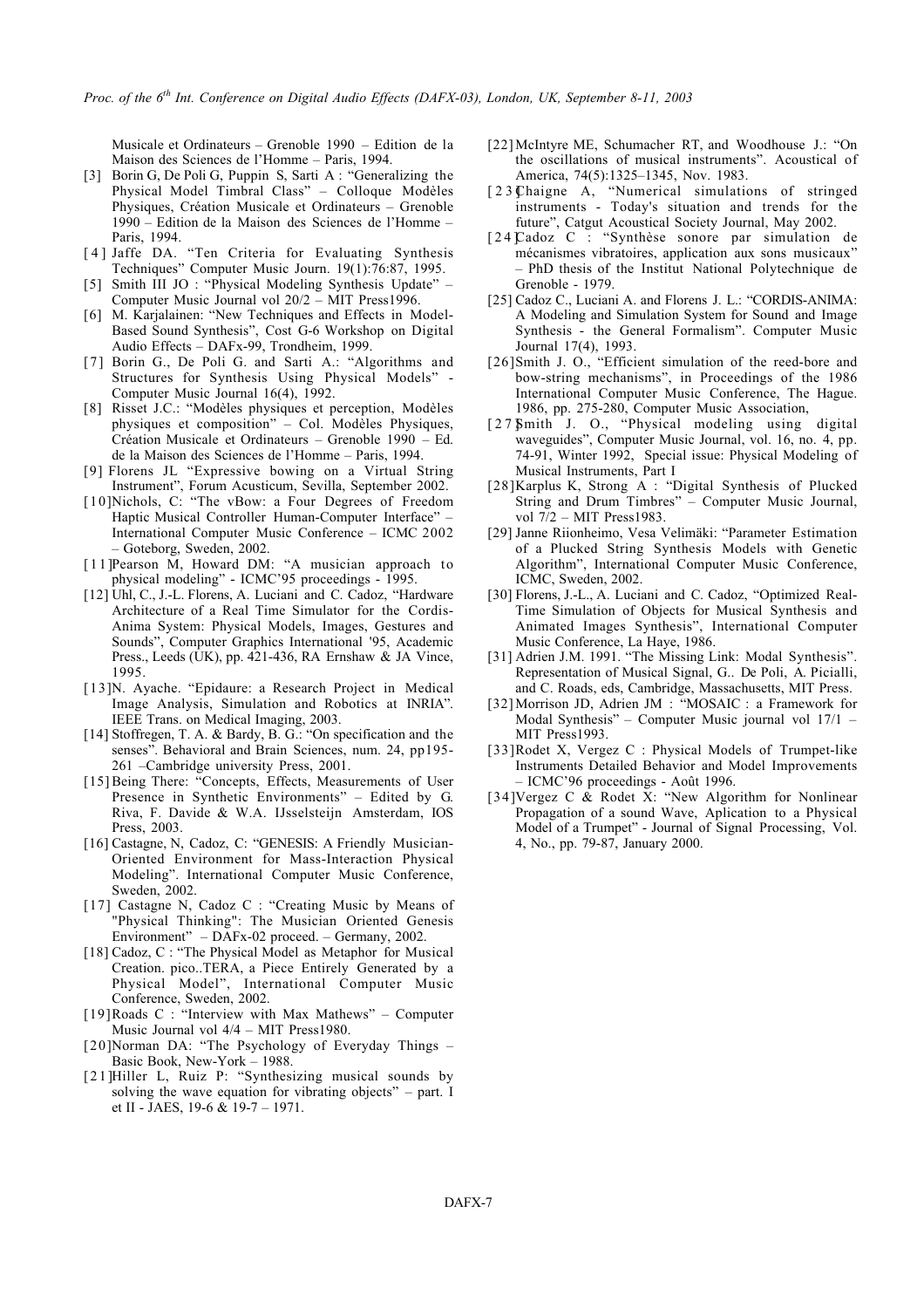Musicale et Ordinateurs – Grenoble 1990 – Edition de la Maison des Sciences de l'Homme – Paris, 1994.

[3] Borin G, De Poli G, Puppin S, Sarti A : "Generalizing the Physical Model Timbral Class" – Colloque Modèles Physiques, Création Musicale et Ordinateurs – Grenoble 1990 – Edition de la Maison des Sciences de l'Homme – Paris, 1994.

[4] Jaffe DA. "Ten Criteria for Evaluating Synthesis Techniques" Computer Music Journ. 19(1):76:87, 1995.

[5] Smith III JO : "Physical Modeling Synthesis Update" – Computer Music Journal vol 20/2 – MIT Press1996.

[6] M. Karjalainen: "New Techniques and Effects in Model-Based Sound Synthesis", Cost G-6 Workshop on Digital Audio Effects – DAFx-99, Trondheim, 1999.

[7] Borin G., De Poli G. and Sarti A.: "Algorithms and Structures for Synthesis Using Physical Models" - Computer Music Journal 16(4), 1992.

[8] Risset J.C.: "Modèles physiques et perception, Modèles physiques et composition" – Col. Modèles Physiques, Création Musicale et Ordinateurs – Grenoble 1990 – Ed. de la Maison des Sciences de l'Homme – Paris, 1994.

[9] Florens JL "Expressive bowing on a Virtual String Instrument", Forum Acusticum, Sevilla, September 2002.

[10] Nichols, C: "The vBow: a Four Degrees of Freedom Haptic Musical Controller Human-Computer Interface" – International Computer Music Conference – ICMC 2002 – Goteborg, Sweden, 2002.

[11] Pearson M, Howard DM: "A musician approach to physical modeling" - ICMC'95 proceedings - 1995.

[12] Uhl, C., J.-L. Florens, A. Luciani and C. Cadoz, "Hardware Architecture of a Real Time Simulator for the Cordis-Anima System: Physical Models, Images, Gestures and Sounds", Computer Graphics International '95, Academic Press., Leeds (UK), pp. 421-436, RA Ernshaw & JA Vince, 1995.

[13] N. Ayache. "Epidaure: a Research Project in Medical Image Analysis, Simulation and Robotics at INRIA". IEEE Trans. on Medical Imaging, 2003.

[14] Stoffregen, T. A. & Bardy, B. G.: "On specification and the senses". Behavioral and Brain Sciences, num. 24, pp195-261 –Cambridge university Press, 2001.

[15] Being There: "Concepts, Effects, Measurements of User Presence in Synthetic Environments" – Edited by G. Riva, F. Davide & W.A. IJsselsteijn Amsterdam, IOS Press, 2003.

[16] Castagne, N, Cadoz, C: "GENESIS: A Friendly Musician-Oriented Environment for Mass-Interaction Physical Modeling". International Computer Music Conference, Sweden, 2002.

[17] Castagne N, Cadoz C : "Creating Music by Means of "Physical Thinking": The Musician Oriented Genesis Environment" – DAFx-02 proceed. – Germany, 2002.

[18] Cadoz, C : "The Physical Model as Metaphor for Musical Creation. pico..TERA, a Piece Entirely Generated by a Physical Model", International Computer Music Conference, Sweden, 2002.

[19] Roads C : "Interview with Max Mathews" – Computer Music Journal vol 4/4 – MIT Press1980.

[20] Norman DA: "The Psychology of Everyday Things – Basic Book, New-York – 1988.

[21] Hiller L, Ruiz P: "Synthesizing musical sounds by solving the wave equation for vibrating objects" – part. I et II - JAES, 19-6 & 19-7 – 1971.

[22] McIntyre ME, Schumacher RT, and Woodhouse J.: "On the oscillations of musical instruments". Acoustical of America, 74(5):1325–1345, Nov. 1983.

[23] Chaigne A, "Numerical simulations of stringed instruments - Today's situation and trends for the future", Catgut Acoustical Society Journal, May 2002.

[24] Cadoz C : "Synthèse sonore par simulation de mécanismes vibratoires, application aux sons musicaux" – PhD thesis of the Institut National Polytechnique de Grenoble - 1979.

[25] Cadoz C., Luciani A. and Florens J. L.: "CORDIS-ANIMA: A Modeling and Simulation System for Sound and Image Synthesis - the General Formalism". Computer Music Journal 17(4), 1993.

[26] Smith J. O., "Efficient simulation of the reed-bore and bow-string mechanisms", in Proceedings of the 1986 International Computer Music Conference, The Hague. 1986, pp. 275-280, Computer Music Association,

[27] Smith J. O., "Physical modeling using digital waveguides", Computer Music Journal, vol. 16, no. 4, pp. 74-91, Winter 1992, Special issue: Physical Modeling of Musical Instruments, Part I

[28] Karplus K, Strong A : "Digital Synthesis of Plucked String and Drum Timbres" – Computer Music Journal, vol 7/2 – MIT Press1983.

[29] Janne Riionheimo, Vesa Velimäki: "Parameter Estimation of a Plucked String Synthesis Models with Genetic Algorithm", International Computer Music Conference, ICMC, Sweden, 2002.

[30] Florens, J.-L., A. Luciani and C. Cadoz, "Optimized Real-Time Simulation of Objects for Musical Synthesis and Animated Images Synthesis", International Computer Music Conference, La Haye, 1986.

[31] Adrien J.M. 1991. "The Missing Link: Modal Synthesis". Representation of Musical Signal, G.. De Poli, A. Picialli, and C. Roads, eds, Cambridge, Massachusetts, MIT Press.

[32] Morrison JD, Adrien JM : "MOSAIC : a Framework for Modal Synthesis" – Computer Music journal vol 17/1 – MIT Press1993.

[33] Rodet X, Vergez C : Physical Models of Trumpet-like Instruments Detailed Behavior and Model Improvements – ICMC'96 proceedings - Août 1996.

[34] Vergez C & Rodet X: "New Algorithm for Nonlinear Propagation of a sound Wave, Aplication to a Physical Model of a Trumpet" - Journal of Signal Processing, Vol. 4, No., pp. 79-87, January 2000.